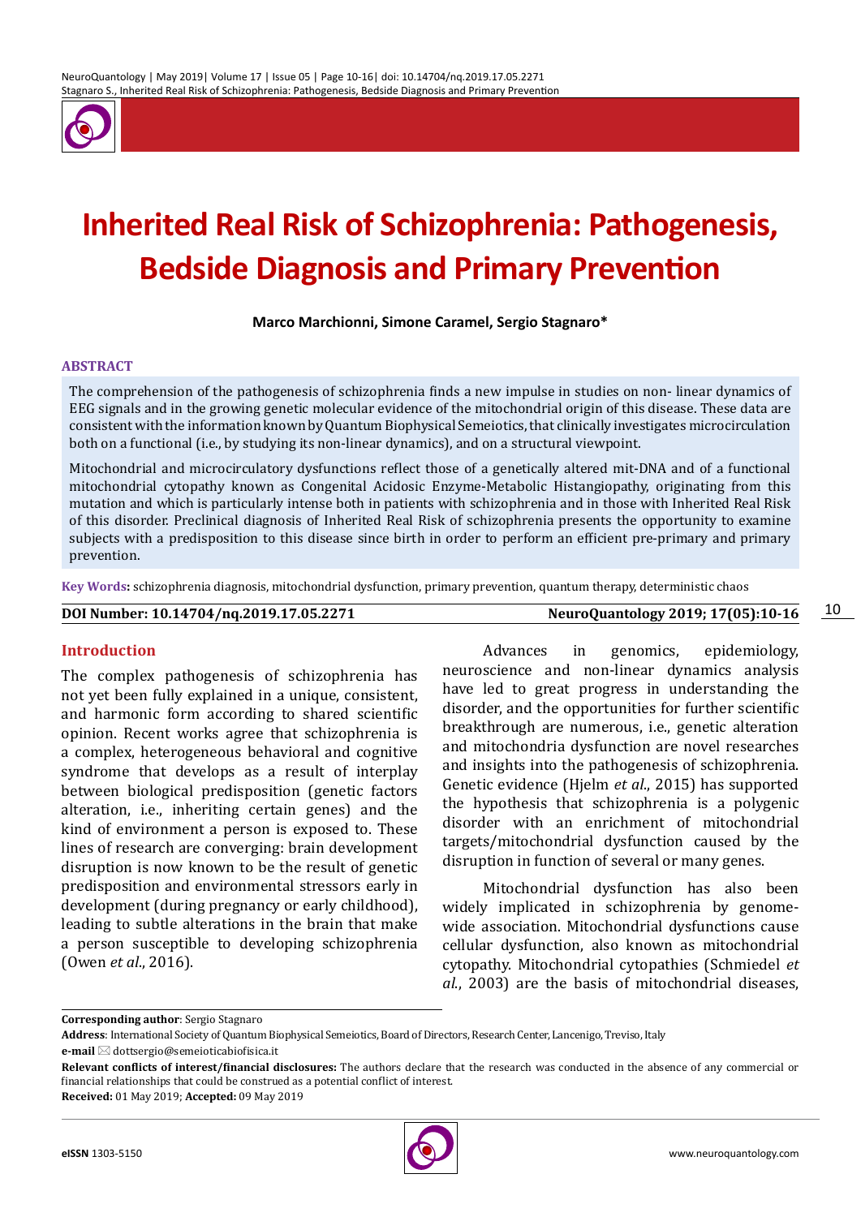# Inherited Real Risk of Schizophrenia: Pathogenesis, Bedside Diagnosis and Primary Prevention

**Marco Marchionni, Simone Caramel, Sergio Stagnaro***

## ABSTRACT

The comprehension of the pathogenesis of schizophrenia finds a new impulse in studies on non- linear dynamics of EEG signals and in the growing genetic molecular evidence of the mitochondrial origin of this disease. These data are consistent with the information known by Quantum Biophysical Semeiotics, that clinically investigates microcirculation both on a functional (i.e., by studying its non-linear dynamics), and on a structural viewpoint.

Mitochondrial and microcirculatory dysfunctions reflect those of a genetically altered mit-DNA and of a functional mitochondrial cytopathy known as Congenital Acidosic Enzyme-Metabolic Histangiopathy, originating from this mutation and which is particularly intense both in patients with schizophrenia and in those with Inherited Real Risk of this disorder. Preclinical diagnosis of Inherited Real Risk of schizophrenia presents the opportunity to examine subjects with a predisposition to this disease since birth in order to perform an efficient pre-primary and primary prevention.

**Key Words:** schizophrenia diagnosis, mitochondrial dysfunction, primary prevention, quantum therapy, deterministic chaos

**DOI Number: 10.14704/nq.2019.17.05.2271**

## Introduction

The complex pathogenesis of schizophrenia has not yet been fully explained in a unique, consistent, and harmonic form according to shared scientific opinion. Recent works agree that schizophrenia is a complex, heterogeneous behavioral and cognitive syndrome that develops as a result of interplay between biological predisposition (genetic factors alteration, i.e., inheriting certain genes) and the kind of environment a person is exposed to. These lines of research are converging: brain development disruption is now known to be the result of genetic predisposition and environmental stressors early in development (during pregnancy or early childhood), leading to subtle alterations in the brain that make a person susceptible to developing schizophrenia (Owen *et al*., 2016).

Advances in genomics, epidemiology, neuroscience and non-linear dynamics analysis have led to great progress in understanding the disorder, and the opportunities for further scientific breakthrough are numerous, i.e., genetic alteration and mitochondria dysfunction are novel researches and insights into the pathogenesis of schizophrenia. Genetic evidence (Hjelm *et al*., 2015) has supported the hypothesis that schizophrenia is a polygenic disorder with an enrichment of mitochondrial targets/mitochondrial dysfunction caused by the disruption in function of several or many genes.

Mitochondrial dysfunction has also been widely implicated in schizophrenia by genome-wide association. Mitochondrial dysfunctions cause cellular dysfunction, also known as mitochondrial cytopathy. Mitochondrial cytopathies (Schmiedel *et al*., 2003) are the basis of mitochondrial diseases,

**Corresponding author**: Sergio Stagnaro

**Address**: International Society of Quantum Biophysical Semeiotics, Board of Directors, Research Center, Lancenigo, Treviso, Italy

**e-mail** dottsergio@semeioticabiofisica.it

**Relevant conflicts of interest/financial disclosures:** The authors declare that the research was conducted in the absence of any commercial or financial relationships that could be construed as a potential conflict of interest.

**Received:** 01 May 2019; **Accepted:** 09 May 2019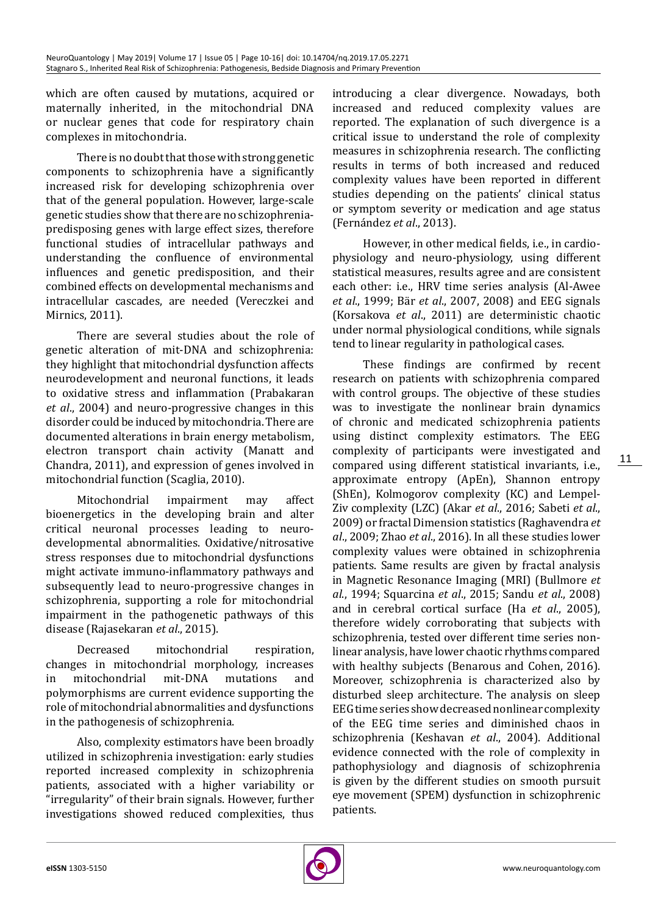which are often caused by mutations, acquired or maternally inherited, in the mitochondrial DNA or nuclear genes that code for respiratory chain complexes in mitochondria.

There is no doubt that those with strong genetic components to schizophrenia have a significantly increased risk for developing schizophrenia over that of the general population. However, large-scale genetic studies show that there are no schizophrenia-predisposing genes with large effect sizes, therefore functional studies of intracellular pathways and understanding the confluence of environmental influences and genetic predisposition, and their combined effects on developmental mechanisms and intracellular cascades, are needed (Vereczkei and Mirnics, 2011).

There are several studies about the role of genetic alteration of mit-DNA and schizophrenia: they highlight that mitochondrial dysfunction affects neurodevelopment and neuronal functions, it leads to oxidative stress and inflammation (Prabakaran *et al*., 2004) and neuro-progressive changes in this disorder could be induced by mitochondria. There are documented alterations in brain energy metabolism, electron transport chain activity (Manatt and Chandra, 2011), and expression of genes involved in mitochondrial function (Scaglia, 2010).

Mitochondrial impairment may affect bioenergetics in the developing brain and alter critical neuronal processes leading to neuro-developmental abnormalities. Oxidative/nitrosative stress responses due to mitochondrial dysfunctions might activate immuno-inflammatory pathways and subsequently lead to neuro-progressive changes in schizophrenia, supporting a role for mitochondrial impairment in the pathogenetic pathways of this disease (Rajasekaran *et al*., 2015).

Decreased mitochondrial respiration, changes in mitochondrial morphology, increases in mitochondrial mit-DNA mutations and polymorphisms are current evidence supporting the role of mitochondrial abnormalities and dysfunctions in the pathogenesis of schizophrenia.

Also, complexity estimators have been broadly utilized in schizophrenia investigation: early studies reported increased complexity in schizophrenia patients, associated with a higher variability or "irregularity" of their brain signals. However, further investigations showed reduced complexities, thus introducing a clear divergence. Nowadays, both increased and reduced complexity values are reported. The explanation of such divergence is a critical issue to understand the role of complexity measures in schizophrenia research. The conflicting results in terms of both increased and reduced complexity values have been reported in different studies depending on the patients' clinical status or symptom severity or medication and age status (Fernández *et al*., 2013).

However, in other medical fields, i.e., in cardio-physiology and neuro-physiology, using different statistical measures, results agree and are consistent each other: i.e., HRV time series analysis (Al-Awee *et al*., 1999; Bär *et al*., 2007, 2008) and EEG signals (Korsakova *et al*., 2011) are deterministic chaotic under normal physiological conditions, while signals tend to linear regularity in pathological cases.

These findings are confirmed by recent research on patients with schizophrenia compared with control groups. The objective of these studies was to investigate the nonlinear brain dynamics of chronic and medicated schizophrenia patients using distinct complexity estimators. The EEG complexity of participants were investigated and compared using different statistical invariants, i.e., approximate entropy (ApEn), Shannon entropy (ShEn), Kolmogorov complexity (KC) and Lempel-Ziv complexity (LZC) (Akar *et al*., 2016; Sabeti *et al*., 2009) or fractal Dimension statistics (Raghavendra *et al*., 2009; Zhao *et al*., 2016). In all these studies lower complexity values were obtained in schizophrenia patients. Same results are given by fractal analysis in Magnetic Resonance Imaging (MRI) (Bullmore *et al*., 1994; Squarcina *et al*., 2015; Sandu *et al*., 2008) and in cerebral cortical surface (Ha *et al*., 2005), therefore widely corroborating that subjects with schizophrenia, tested over different time series non-linear analysis, have lower chaotic rhythms compared with healthy subjects (Benarous and Cohen, 2016). Moreover, schizophrenia is characterized also by disturbed sleep architecture. The analysis on sleep EEG time series show decreased nonlinear complexity of the EEG time series and diminished chaos in schizophrenia (Keshavan *et al*., 2004). Additional evidence connected with the role of complexity in pathophysiology and diagnosis of schizophrenia is given by the different studies on smooth pursuit eye movement (SPEM) dysfunction in schizophrenic patients.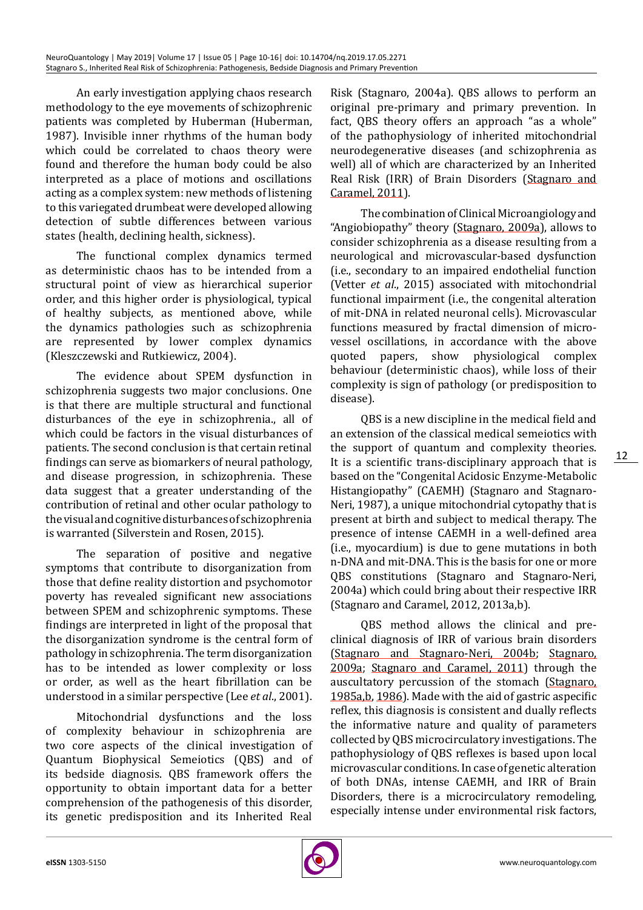An early investigation applying chaos research methodology to the eye movements of schizophrenic patients was completed by Huberman (Huberman, 1987). Invisible inner rhythms of the human body which could be correlated to chaos theory were found and therefore the human body could be also interpreted as a place of motions and oscillations acting as a complex system: new methods of listening to this variegated drumbeat were developed allowing detection of subtle differences between various states (health, declining health, sickness).

The functional complex dynamics termed as deterministic chaos has to be intended from a structural point of view as hierarchical superior order, and this higher order is physiological, typical of healthy subjects, as mentioned above, while the dynamics pathologies such as schizophrenia are represented by lower complex dynamics (Kleszczewski and Rutkiewicz, 2004).

The evidence about SPEM dysfunction in schizophrenia suggests two major conclusions. One is that there are multiple structural and functional disturbances of the eye in schizophrenia., all of which could be factors in the visual disturbances of patients. The second conclusion is that certain retinal findings can serve as biomarkers of neural pathology, and disease progression, in schizophrenia. These data suggest that a greater understanding of the contribution of retinal and other ocular pathology to the visual and cognitive disturbances of schizophrenia is warranted (Silverstein and Rosen, 2015).

The separation of positive and negative symptoms that contribute to disorganization from those that define reality distortion and psychomotor poverty has revealed significant new associations between SPEM and schizophrenic symptoms. These findings are interpreted in light of the proposal that the disorganization syndrome is the central form of pathology in schizophrenia. The term disorganization has to be intended as lower complexity or loss or order, as well as the heart fibrillation can be understood in a similar perspective (Lee *et al*., 2001).

Mitochondrial dysfunctions and the loss of complexity behaviour in schizophrenia are two core aspects of the clinical investigation of Quantum Biophysical Semeiotics (QBS) and of its bedside diagnosis. QBS framework offers the opportunity to obtain important data for a better comprehension of the pathogenesis of this disorder, its genetic predisposition and its Inherited Real Risk (Stagnaro, 2004a). QBS allows to perform an original pre-primary and primary prevention. In fact, QBS theory offers an approach "as a whole" of the pathophysiology of inherited mitochondrial neurodegenerative diseases (and schizophrenia as well) all of which are characterized by an Inherited Real Risk (IRR) of Brain Disorders (Stagnaro and Caramel, 2011).

The combination of Clinical Microangiology and "Angiobiopathy" theory (Stagnaro, 2009a), allows to consider schizophrenia as a disease resulting from a neurological and microvascular-based dysfunction (i.e., secondary to an impaired endothelial function (Vetter *et al*., 2015) associated with mitochondrial functional impairment (i.e., the congenital alteration of mit-DNA in related neuronal cells). Microvascular functions measured by fractal dimension of micro-vessel oscillations, in accordance with the above quoted papers, show physiological complex behaviour (deterministic chaos), while loss of their complexity is sign of pathology (or predisposition to disease).

QBS is a new discipline in the medical field and an extension of the classical medical semeiotics with the support of quantum and complexity theories. It is a scientific trans-disciplinary approach that is based on the "Congenital Acidosic Enzyme-Metabolic Histangiopathy" (CAEMH) (Stagnaro and Stagnaro-Neri, 1987), a unique mitochondrial cytopathy that is present at birth and subject to medical therapy. The presence of intense CAEMH in a well-defined area (i.e., myocardium) is due to gene mutations in both n-DNA and mit-DNA. This is the basis for one or more QBS constitutions (Stagnaro and Stagnaro-Neri, 2004a) which could bring about their respective IRR (Stagnaro and Caramel, 2012, 2013a,b).

QBS method allows the clinical and pre-clinical diagnosis of IRR of various brain disorders (Stagnaro and Stagnaro-Neri, 2004b; Stagnaro, 2009a; Stagnaro and Caramel, 2011) through the auscultatory percussion of the stomach (Stagnaro, 1985a,b, 1986). Made with the aid of gastric aspecific reflex, this diagnosis is consistent and dually reflects the informative nature and quality of parameters collected by QBS microcirculatory investigations. The pathophysiology of QBS reflexes is based upon local microvascular conditions. In case of genetic alteration of both DNAs, intense CAEMH, and IRR of Brain Disorders, there is a microcirculatory remodeling, especially intense under environmental risk factors,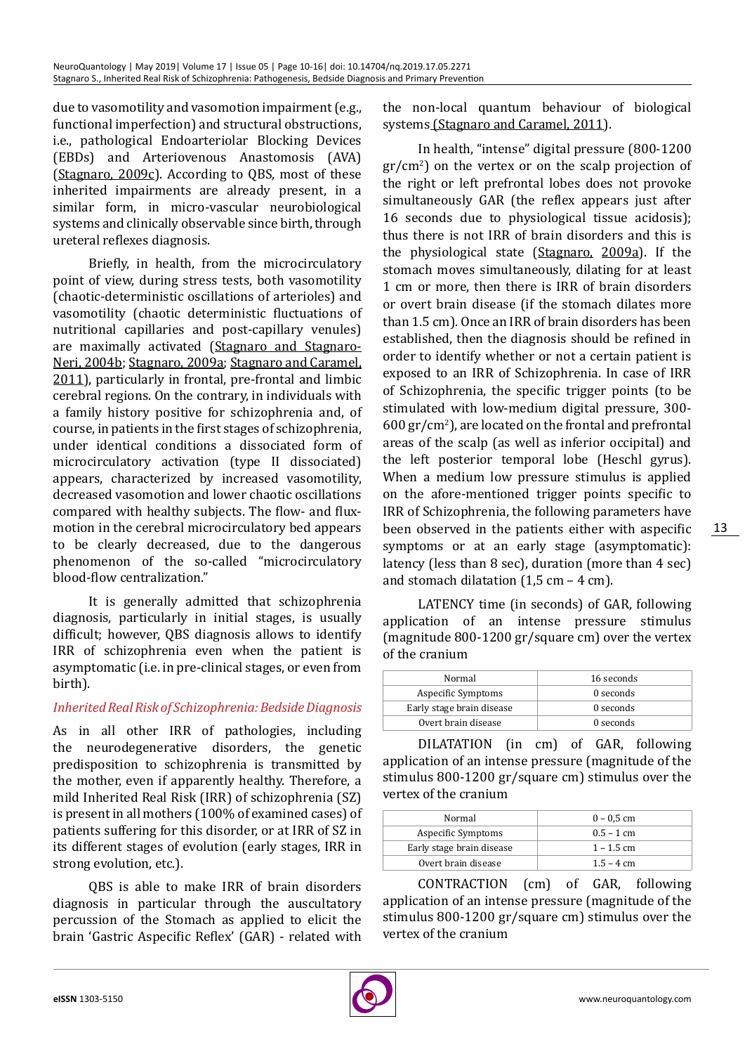due to vasomotility and vasomotion impairment (e.g., functional imperfection) and structural obstructions, i.e., pathological Endoarteriolar Blocking Devices (EBDs) and Arteriovenous Anastomosis (AVA) (Stagnaro, 2009c). According to QBS, most of these inherited impairments are already present, in a similar form, in micro-vascular neurobiological systems and clinically observable since birth, through ureteral reflexes diagnosis.

Briefly, in health, from the microcirculatory point of view, during stress tests, both vasomotility (chaotic-deterministic oscillations of arterioles) and vasomotility (chaotic deterministic fluctuations of nutritional capillaries and post-capillary venules) are maximally activated (Stagnaro and Stagnaro-Neri, 2004b; Stagnaro, 2009a; Stagnaro and Caramel, 2011), particularly in frontal, pre-frontal and limbic cerebral regions. On the contrary, in individuals with a family history positive for schizophrenia and, of course, in patients in the first stages of schizophrenia, under identical conditions a dissociated form of microcirculatory activation (type II dissociated) appears, characterized by increased vasomotility, decreased vasomotion and lower chaotic oscillations compared with healthy subjects. The flow- and flux-motion in the cerebral microcirculatory bed appears to be clearly decreased, due to the dangerous phenomenon of the so-called "microcirculatory blood-flow centralization."

It is generally admitted that schizophrenia diagnosis, particularly in initial stages, is usually difficult; however, QBS diagnosis allows to identify IRR of schizophrenia even when the patient is asymptomatic (i.e. in pre-clinical stages, or even from birth).

### *Inherited Real Risk of Schizophrenia: Bedside Diagnosis*

As in all other IRR of pathologies, including the neurodegenerative disorders, the genetic predisposition to schizophrenia is transmitted by the mother, even if apparently healthy. Therefore, a mild Inherited Real Risk (IRR) of schizophrenia (SZ) is present in all mothers (100% of examined cases) of patients suffering for this disorder, or at IRR of SZ in its different stages of evolution (early stages, IRR in strong evolution, etc.).

QBS is able to make IRR of brain disorders diagnosis in particular through the auscultatory percussion of the Stomach as applied to elicit the brain 'Gastric Aspecific Reflex' (GAR) - related with the non-local quantum behaviour of biological systems (Stagnaro and Caramel, 2011).

In health, "intense" digital pressure (800-1200 gr/cm$^2$) on the vertex or on the scalp projection of the right or left prefrontal lobes does not provoke simultaneously GAR (the reflex appears just after 16 seconds due to physiological tissue acidosis); thus there is not IRR of brain disorders and this is the physiological state (Stagnaro, 2009a). If the stomach moves simultaneously, dilating for at least 1 cm or more, then there is IRR of brain disorders or overt brain disease (if the stomach dilates more than 1.5 cm). Once an IRR of brain disorders has been established, then the diagnosis should be refined in order to identify whether or not a certain patient is exposed to an IRR of Schizophrenia. In case of IRR of Schizophrenia, the specific trigger points (to be stimulated with low-medium digital pressure, 300-600 gr/cm$^2$), are located on the frontal and prefrontal areas of the scalp (as well as inferior occipital) and the left posterior temporal lobe (Heschl gyrus). When a medium low pressure stimulus is applied on the afore-mentioned trigger points specific to IRR of Schizophrenia, the following parameters have been observed in the patients either with aspecific symptoms or at an early stage (asymptomatic): latency (less than 8 sec), duration (more than 4 sec) and stomach dilatation (1,5 cm – 4 cm).

LATENCY time (in seconds) of GAR, following application of an intense pressure stimulus (magnitude 800-1200 gr/square cm) over the vertex of the cranium

| Normal | 16 seconds |
|---|---|
| Aspecific Symptoms | 0 seconds |
| Early stage brain disease | 0 seconds |
| Overt brain disease | 0 seconds |

DILATATION (in cm) of GAR, following application of an intense pressure (magnitude of the stimulus 800-1200 gr/square cm) stimulus over the vertex of the cranium

| Normal | 0 – 0,5 cm |
|---|---|
| Aspecific Symptoms | 0.5 – 1 cm |
| Early stage brain disease | 1 – 1.5 cm |
| Overt brain disease | 1.5 – 4 cm |

CONTRACTION (cm) of GAR, following application of an intense pressure (magnitude of the stimulus 800-1200 gr/square cm) stimulus over the vertex of the cranium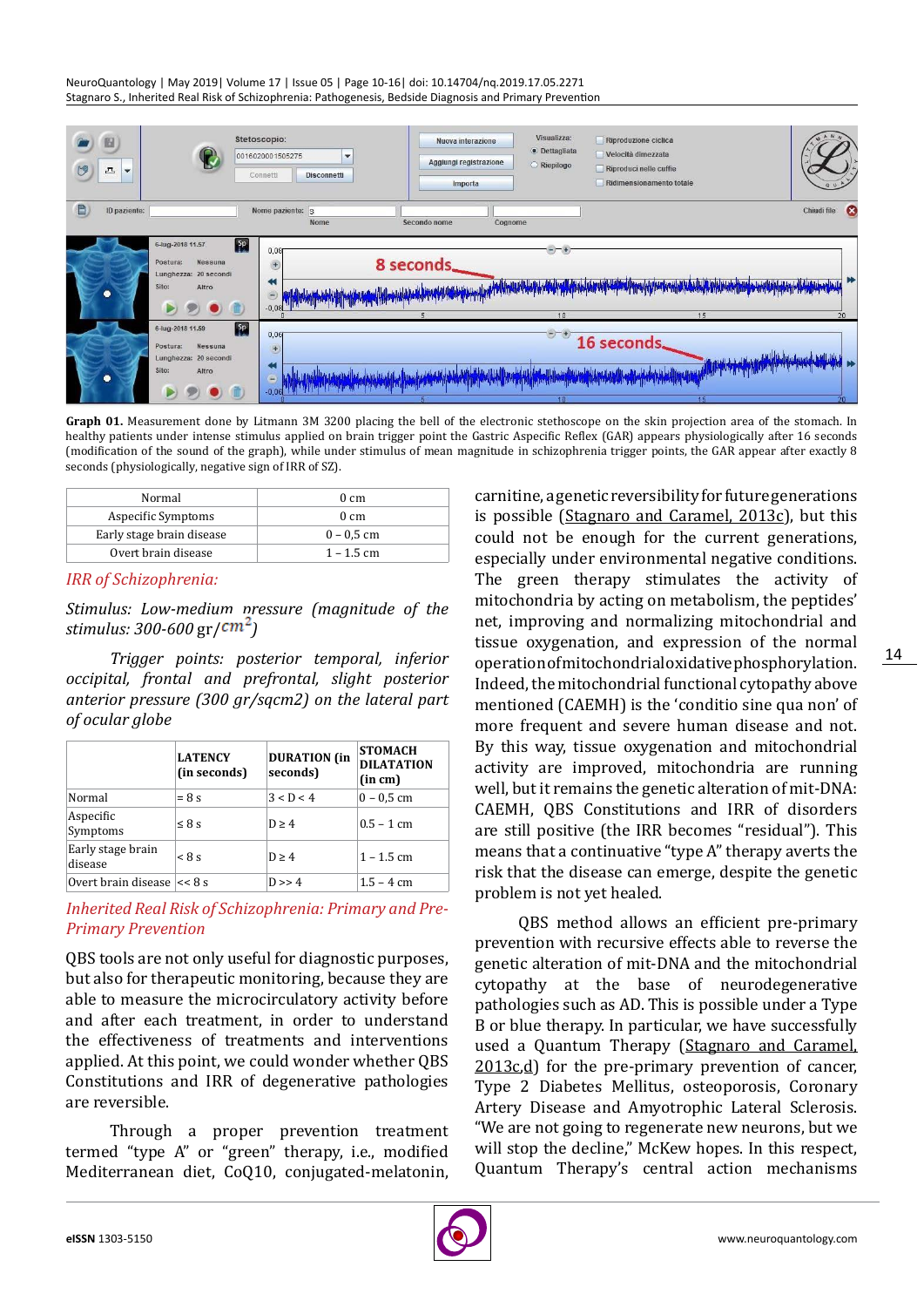**Graph 01.** Measurement done by Litmann 3M 3200 placing the bell of the electronic stethoscope on the skin projection area of the stomach. In healthy patients under intense stimulus applied on brain trigger point the Gastric Aspecific Reflex (GAR) appears physiologically after 16 seconds (modification of the sound of the graph), while under stimulus of mean magnitude in schizophrenia trigger points, the GAR appear after exactly 8 seconds (physiologically, negative sign of IRR of SZ).

| Normal | 0 cm |
|---|---|
| Aspecific Symptoms | 0 cm |
| Early stage brain disease | 0 – 0,5 cm |
| Overt brain disease | 1 – 1.5 cm |

### *IRR of Schizophrenia:*

*Stimulus: Low-medium pressure (magnitude of the stimulus: 300-600* gr/$cm^2$*)*

*Trigger points: posterior temporal, inferior occipital, frontal and prefrontal, slight posterior anterior pressure (300 gr/sqcm2) on the lateral part of ocular globe*

| | **LATENCY (in seconds)** | **DURATION (in seconds)** | **STOMACH DILATATION (in cm)** |
|---|---|---|---|
| Normal | = 8 s | 3 < D < 4 | 0 – 0,5 cm |
| Aspecific Symptoms | ≤ 8 s | D ≥ 4 | 0.5 – 1 cm |
| Early stage brain disease | < 8 s | D ≥ 4 | 1 – 1.5 cm |
| Overt brain disease | << 8 s | D >> 4 | 1.5 – 4 cm |

### *Inherited Real Risk of Schizophrenia: Primary and Pre-Primary Prevention*

QBS tools are not only useful for diagnostic purposes, but also for therapeutic monitoring, because they are able to measure the microcirculatory activity before and after each treatment, in order to understand the effectiveness of treatments and interventions applied. At this point, we could wonder whether QBS Constitutions and IRR of degenerative pathologies are reversible.

Through a proper prevention treatment termed "type A" or "green" therapy, i.e., modified Mediterranean diet, CoQ10, conjugated-melatonin, carnitine, a genetic reversibility for future generations is possible (Stagnaro and Caramel, 2013c), but this could not be enough for the current generations, especially under environmental negative conditions. The green therapy stimulates the activity of mitochondria by acting on metabolism, the peptides' net, improving and normalizing mitochondrial and tissue oxygenation, and expression of the normal operation of mitochondrial oxidative phosphorylation. Indeed, the mitochondrial functional cytopathy above mentioned (CAEMH) is the 'conditio sine qua non' of more frequent and severe human disease and not. By this way, tissue oxygenation and mitochondrial activity are improved, mitochondria are running well, but it remains the genetic alteration of mit-DNA: CAEMH, QBS Constitutions and IRR of disorders are still positive (the IRR becomes "residual"). This means that a continuative "type A" therapy averts the risk that the disease can emerge, despite the genetic problem is not yet healed.

QBS method allows an efficient pre-primary prevention with recursive effects able to reverse the genetic alteration of mit-DNA and the mitochondrial cytopathy at the base of neurodegenerative pathologies such as AD. This is possible under a Type B or blue therapy. In particular, we have successfully used a Quantum Therapy (Stagnaro and Caramel, 2013c,d) for the pre-primary prevention of cancer, Type 2 Diabetes Mellitus, osteoporosis, Coronary Artery Disease and Amyotrophic Lateral Sclerosis. "We are not going to regenerate new neurons, but we will stop the decline," McKew hopes. In this respect, Quantum Therapy's central action mechanisms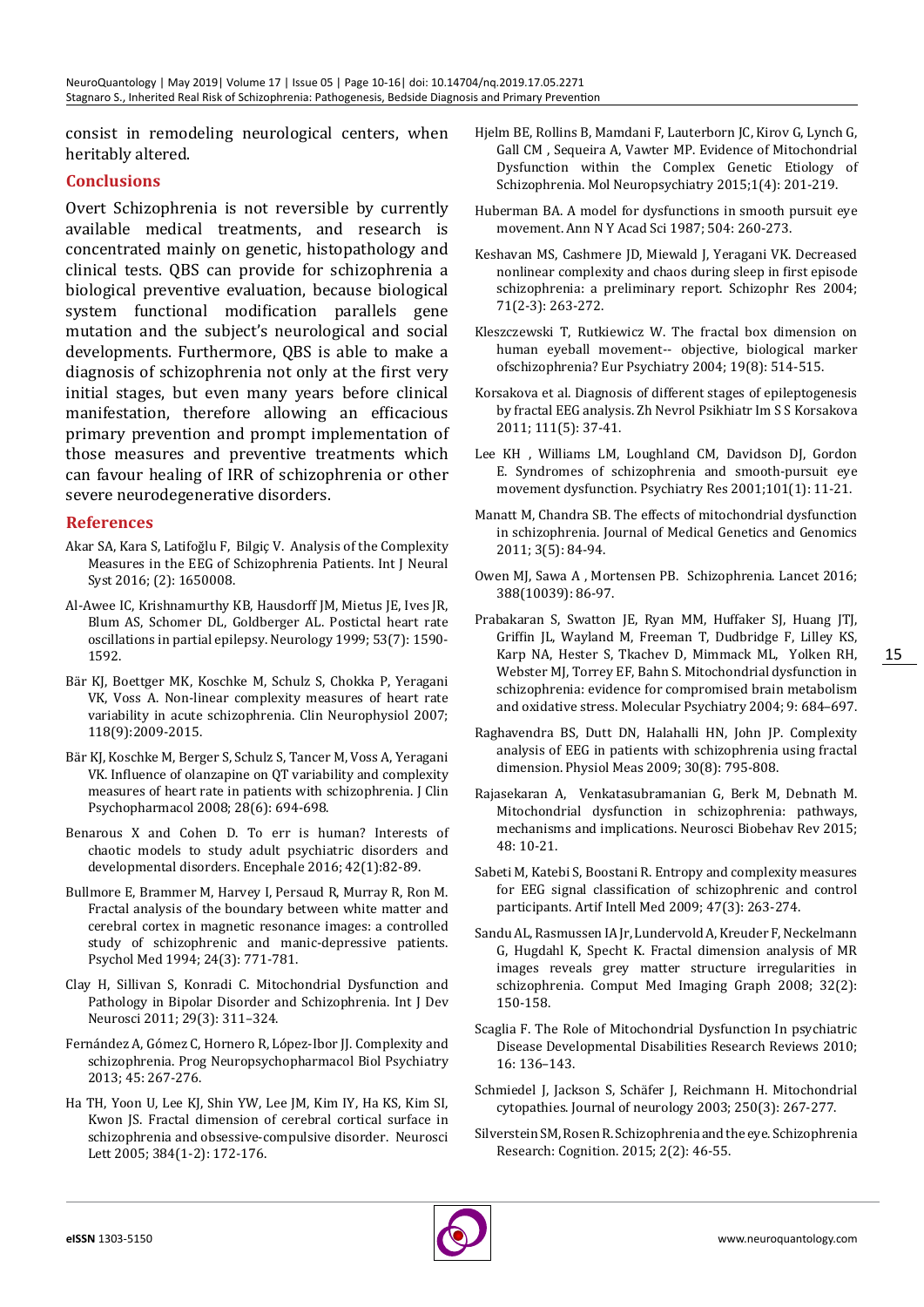consist in remodeling neurological centers, when heritably altered.

## Conclusions

Overt Schizophrenia is not reversible by currently available medical treatments, and research is concentrated mainly on genetic, histopathology and clinical tests. QBS can provide for schizophrenia a biological preventive evaluation, because biological system functional modification parallels gene mutation and the subject's neurological and social developments. Furthermore, QBS is able to make a diagnosis of schizophrenia not only at the first very initial stages, but even many years before clinical manifestation, therefore allowing an efficacious primary prevention and prompt implementation of those measures and preventive treatments which can favour healing of IRR of schizophrenia or other severe neurodegenerative disorders.

## References

Akar SA, Kara S, Latifoğlu F, Bilgiç V. Analysis of the Complexity Measures in the EEG of Schizophrenia Patients. Int J Neural Syst 2016; (2): 1650008.

Al-Awee IC, Krishnamurthy KB, Hausdorff JM, Mietus JE, Ives JR, Blum AS, Schomer DL, Goldberger AL. Postictal heart rate oscillations in partial epilepsy. Neurology 1999; 53(7): 1590-1592.

Bär KJ, Boettger MK, Koschke M, Schulz S, Chokka P, Yeragani VK, Voss A. Non-linear complexity measures of heart rate variability in acute schizophrenia. Clin Neurophysiol 2007; 118(9):2009-2015.

Bär KJ, Koschke M, Berger S, Schulz S, Tancer M, Voss A, Yeragani VK. Influence of olanzapine on QT variability and complexity measures of heart rate in patients with schizophrenia. J Clin Psychopharmacol 2008; 28(6): 694-698.

Benarous X and Cohen D. To err is human? Interests of chaotic models to study adult psychiatric disorders and developmental disorders. Encephale 2016; 42(1):82-89.

Bullmore E, Brammer M, Harvey I, Persaud R, Murray R, Ron M. Fractal analysis of the boundary between white matter and cerebral cortex in magnetic resonance images: a controlled study of schizophrenic and manic-depressive patients. Psychol Med 1994; 24(3): 771-781.

Clay H, Sillivan S, Konradi C. Mitochondrial Dysfunction and Pathology in Bipolar Disorder and Schizophrenia. Int J Dev Neurosci 2011; 29(3): 311–324.

Fernández A, Gómez C, Hornero R, López-Ibor JJ. Complexity and schizophrenia. Prog Neuropsychopharmacol Biol Psychiatry 2013; 45: 267-276.

Ha TH, Yoon U, Lee KJ, Shin YW, Lee JM, Kim IY, Ha KS, Kim SI, Kwon JS. Fractal dimension of cerebral cortical surface in schizophrenia and obsessive-compulsive disorder. Neurosci Lett 2005; 384(1-2): 172-176.

Hjelm BE, Rollins B, Mamdani F, Lauterborn JC, Kirov G, Lynch G, Gall CM , Sequeira A, Vawter MP. Evidence of Mitochondrial Dysfunction within the Complex Genetic Etiology of Schizophrenia. Mol Neuropsychiatry 2015;1(4): 201-219.

Huberman BA. A model for dysfunctions in smooth pursuit eye movement. Ann N Y Acad Sci 1987; 504: 260-273.

Keshavan MS, Cashmere JD, Miewald J, Yeragani VK. Decreased nonlinear complexity and chaos during sleep in first episode schizophrenia: a preliminary report. Schizophr Res 2004; 71(2-3): 263-272.

Kleszczewski T, Rutkiewicz W. The fractal box dimension on human eyeball movement-- objective, biological marker ofschizophrenia? Eur Psychiatry 2004; 19(8): 514-515.

Korsakova et al. Diagnosis of different stages of epileptogenesis by fractal EEG analysis. Zh Nevrol Psikhiatr Im S S Korsakova 2011; 111(5): 37-41.

Lee KH , Williams LM, Loughland CM, Davidson DJ, Gordon E. Syndromes of schizophrenia and smooth-pursuit eye movement dysfunction. Psychiatry Res 2001;101(1): 11-21.

Manatt M, Chandra SB. The effects of mitochondrial dysfunction in schizophrenia. Journal of Medical Genetics and Genomics 2011; 3(5): 84-94.

Owen MJ, Sawa A , Mortensen PB. Schizophrenia. Lancet 2016; 388(10039): 86-97.

Prabakaran S, Swatton JE, Ryan MM, Huffaker SJ, Huang JTJ, Griffin JL, Wayland M, Freeman T, Dudbridge F, Lilley KS, Karp NA, Hester S, Tkachev D, Mimmack ML, Yolken RH, Webster MJ, Torrey EF, Bahn S. Mitochondrial dysfunction in schizophrenia: evidence for compromised brain metabolism and oxidative stress. Molecular Psychiatry 2004; 9: 684–697.

Raghavendra BS, Dutt DN, Halahalli HN, John JP. Complexity analysis of EEG in patients with schizophrenia using fractal dimension. Physiol Meas 2009; 30(8): 795-808.

Rajasekaran A, Venkatasubramanian G, Berk M, Debnath M. Mitochondrial dysfunction in schizophrenia: pathways, mechanisms and implications. Neurosci Biobehav Rev 2015; 48: 10-21.

Sabeti M, Katebi S, Boostani R. Entropy and complexity measures for EEG signal classification of schizophrenic and control participants. Artif Intell Med 2009; 47(3): 263-274.

Sandu AL, Rasmussen IA Jr, Lundervold A, Kreuder F, Neckelmann G, Hugdahl K, Specht K. Fractal dimension analysis of MR images reveals grey matter structure irregularities in schizophrenia. Comput Med Imaging Graph 2008; 32(2): 150-158.

Scaglia F. The Role of Mitochondrial Dysfunction In psychiatric Disease Developmental Disabilities Research Reviews 2010; 16: 136–143.

Schmiedel J, Jackson S, Schäfer J, Reichmann H. Mitochondrial cytopathies. Journal of neurology 2003; 250(3): 267-277.

Silverstein SM, Rosen R. Schizophrenia and the eye. Schizophrenia Research: Cognition. 2015; 2(2): 46-55.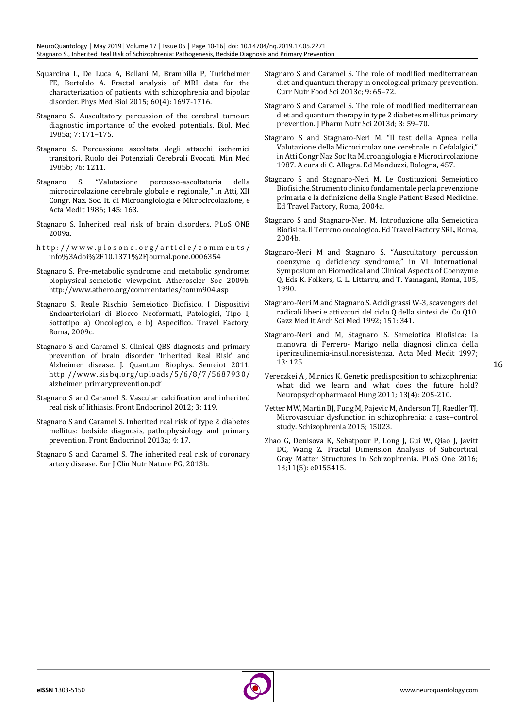Squarcina L, De Luca A, Bellani M, Brambilla P, Turkheimer FE, Bertoldo A. Fractal analysis of MRI data for the characterization of patients with schizophrenia and bipolar disorder. Phys Med Biol 2015; 60(4): 1697-1716.

Stagnaro S. Auscultatory percussion of the cerebral tumour: diagnostic importance of the evoked potentials. Biol. Med 1985a; 7: 171–175.

Stagnaro S. Percussione ascoltata degli attacchi ischemici transitori. Ruolo dei Potenziali Cerebrali Evocati. Min Med 1985b; 76: 1211.

Stagnaro S. "Valutazione percusso-ascoltatoria della microcircolazione cerebrale globale e regionale," in Atti, XII Congr. Naz. Soc. It. di Microangiologia e Microcircolazione, e Acta Medit 1986; 145: 163.

Stagnaro S. Inherited real risk of brain disorders. PLoS ONE 2009a.

http://www.plosone.org/article/comments/info%3Adoi%2F10.1371%2Fjournal.pone.0006354

Stagnaro S. Pre-metabolic syndrome and metabolic syndrome: biophysical-semeiotic viewpoint. Atheroscler Soc 2009b. http://www.athero.org/commentaries/comm904.asp

Stagnaro S. Reale Rischio Semeiotico Biofisico. I Dispositivi Endoarteriolari di Blocco Neoformati, Patologici, Tipo I, Sottotipo a) Oncologico, e b) Aspecifico. Travel Factory, Roma, 2009c.

Stagnaro S and Caramel S. Clinical QBS diagnosis and primary prevention of brain disorder 'Inherited Real Risk' and Alzheimer disease. J. Quantum Biophys. Semeiot 2011. http://www.sisbq.org/uploads/5/6/8/7/5687930/alzheimer_primaryprevention.pdf

Stagnaro S and Caramel S. Vascular calcification and inherited real risk of lithiasis. Front Endocrinol 2012; 3: 119.

Stagnaro S and Caramel S. Inherited real risk of type 2 diabetes mellitus: bedside diagnosis, pathophysiology and primary prevention. Front Endocrinol 2013a; 4: 17.

Stagnaro S and Caramel S. The inherited real risk of coronary artery disease. Eur J Clin Nutr Nature PG, 2013b.

Stagnaro S and Caramel S. The role of modified mediterranean diet and quantum therapy in oncological primary prevention. Curr Nutr Food Sci 2013c; 9: 65–72.

Stagnaro S and Caramel S. The role of modified mediterranean diet and quantum therapy in type 2 diabetes mellitus primary prevention. J Pharm Nutr Sci 2013d; 3: 59–70.

Stagnaro S and Stagnaro-Neri M. "Il test della Apnea nella Valutazione della Microcircolazione cerebrale in Cefalalgici," in Atti Congr Naz Soc Ita Microangiologia e Microcircolazione 1987. A cura di C. Allegra. Ed Monduzzi, Bologna, 457.

Stagnaro S and Stagnaro-Neri M. Le Costituzioni Semeiotico Biofisiche. Strumento clinico fondamentale per la prevenzione primaria e la definizione della Single Patient Based Medicine. Ed Travel Factory, Roma, 2004a.

Stagnaro S and Stagnaro-Neri M. Introduzione alla Semeiotica Biofisica. Il Terreno oncologico. Ed Travel Factory SRL, Roma, 2004b.

Stagnaro-Neri M and Stagnaro S. "Auscultatory percussion coenzyme q deficiency syndrome," in VI International Symposium on Biomedical and Clinical Aspects of Coenzyme Q, Eds K. Folkers, G. L. Littarru, and T. Yamagani, Roma, 105, 1990.

Stagnaro-Neri M and Stagnaro S. Acidi grassi W-3, scavengers dei radicali liberi e attivatori del ciclo Q della sintesi del Co Q10. Gazz Med It Arch Sci Med 1992; 151: 341.

Stagnaro-Neri and M, Stagnaro S. Semeiotica Biofisica: la manovra di Ferrero- Marigo nella diagnosi clinica della iperinsulinemia-insulinoresistenza. Acta Med Medit 1997; 13: 125.

Vereczkei A , Mirnics K. Genetic predisposition to schizophrenia: what did we learn and what does the future hold? Neuropsychopharmacol Hung 2011; 13(4): 205-210.

Vetter MW, Martin BJ, Fung M, Pajevic M, Anderson TJ, Raedler TJ. Microvascular dysfunction in schizophrenia: a case–control study. Schizophrenia 2015; 15023.

Zhao G, Denisova K, Sehatpour P, Long J, Gui W, Qiao J, Javitt DC, Wang Z. Fractal Dimension Analysis of Subcortical Gray Matter Structures in Schizophrenia. PLoS One 2016; 13;11(5): e0155415.